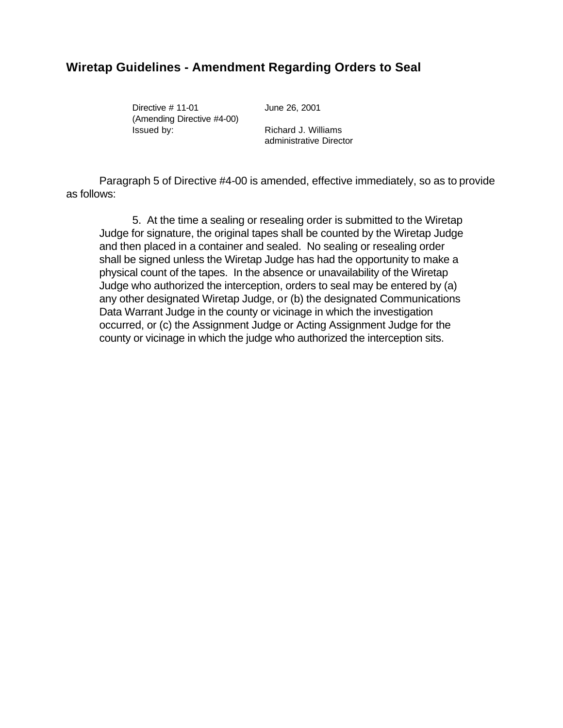## Wiretap Guidelines - Amendment Regarding Orders to Seal

Directive # 11-01 June 26, 2001
(Amending Directive #4-00)
Issued by: Richard J. Williams
administrative Director

Paragraph 5 of Directive #4-00 is amended, effective immediately, so as to provide as follows:

> 5. At the time a sealing or resealing order is submitted to the Wiretap Judge for signature, the original tapes shall be counted by the Wiretap Judge and then placed in a container and sealed. No sealing or resealing order shall be signed unless the Wiretap Judge has had the opportunity to make a physical count of the tapes. In the absence or unavailability of the Wiretap Judge who authorized the interception, orders to seal may be entered by (a) any other designated Wiretap Judge, or (b) the designated Communications Data Warrant Judge in the county or vicinage in which the investigation occurred, or (c) the Assignment Judge or Acting Assignment Judge for the county or vicinage in which the judge who authorized the interception sits.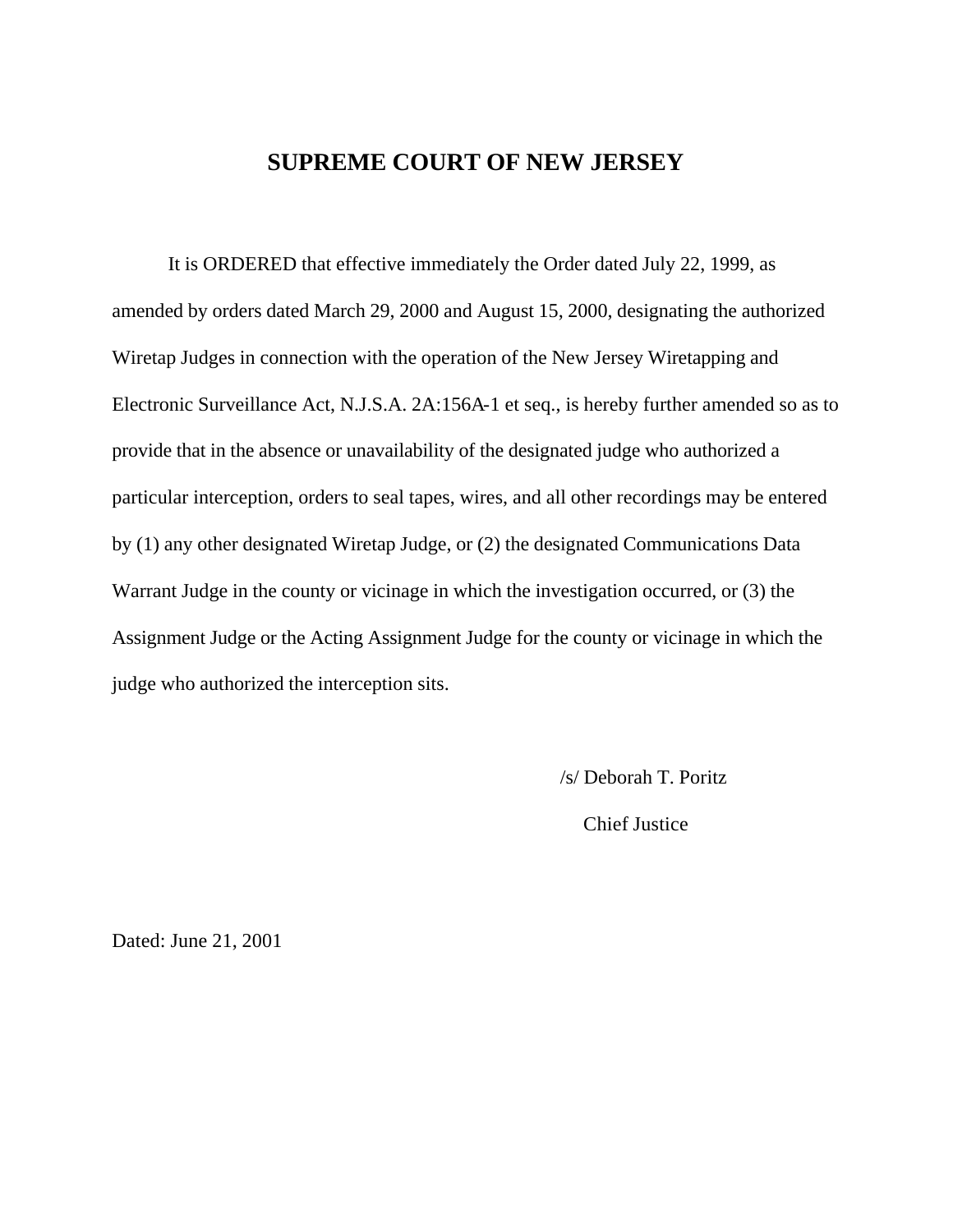# SUPREME COURT OF NEW JERSEY

It is ORDERED that effective immediately the Order dated July 22, 1999, as amended by orders dated March 29, 2000 and August 15, 2000, designating the authorized Wiretap Judges in connection with the operation of the New Jersey Wiretapping and Electronic Surveillance Act, N.J.S.A. 2A:156A-1 et seq., is hereby further amended so as to provide that in the absence or unavailability of the designated judge who authorized a particular interception, orders to seal tapes, wires, and all other recordings may be entered by (1) any other designated Wiretap Judge, or (2) the designated Communications Data Warrant Judge in the county or vicinage in which the investigation occurred, or (3) the Assignment Judge or the Acting Assignment Judge for the county or vicinage in which the judge who authorized the interception sits.

/s/ Deborah T. Poritz

Chief Justice

Dated: June 21, 2001